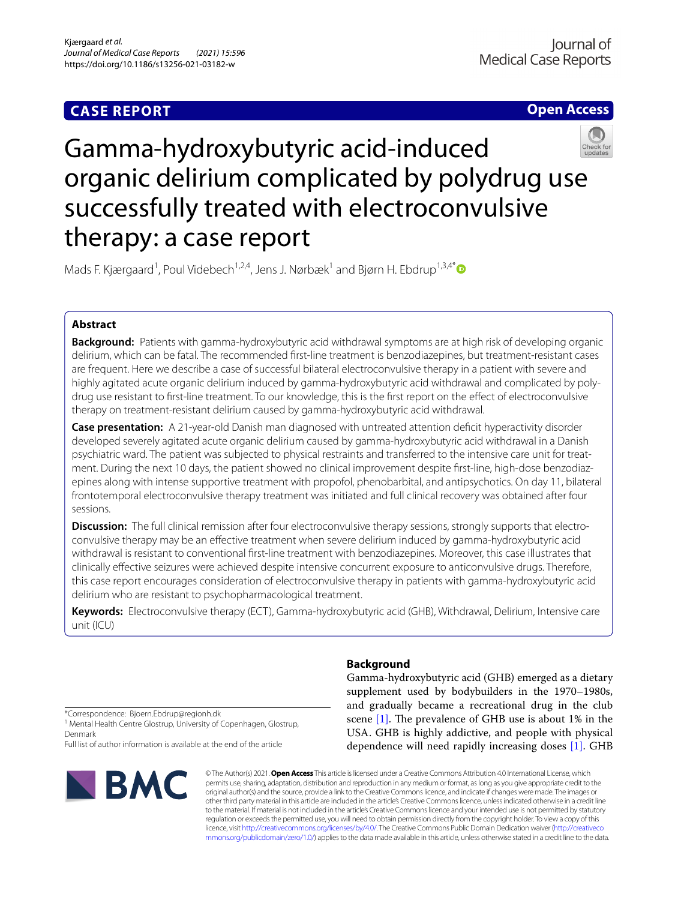CASE REPORT

Open Access

# Gamma-hydroxybutyric acid-induced organic delirium complicated by polydrug use successfully treated with electroconvulsive therapy: a case report

Mads F. Kjærgaard[1], Poul Videbech[1,2,4], Jens J. Nørbæk[1] and Bjørn H. Ebdrup[1,3,4*]

## Abstract

**Background:** Patients with gamma-hydroxybutyric acid withdrawal symptoms are at high risk of developing organic delirium, which can be fatal. The recommended first-line treatment is benzodiazepines, but treatment-resistant cases are frequent. Here we describe a case of successful bilateral electroconvulsive therapy in a patient with severe and highly agitated acute organic delirium induced by gamma-hydroxybutyric acid withdrawal and complicated by polydrug use resistant to first-line treatment. To our knowledge, this is the first report on the effect of electroconvulsive therapy on treatment-resistant delirium caused by gamma-hydroxybutyric acid withdrawal.

**Case presentation:** A 21-year-old Danish man diagnosed with untreated attention deficit hyperactivity disorder developed severely agitated acute organic delirium caused by gamma-hydroxybutyric acid withdrawal in a Danish psychiatric ward. The patient was subjected to physical restraints and transferred to the intensive care unit for treatment. During the next 10 days, the patient showed no clinical improvement despite first-line, high-dose benzodiazepines along with intense supportive treatment with propofol, phenobarbital, and antipsychotics. On day 11, bilateral frontotemporal electroconvulsive therapy treatment was initiated and full clinical recovery was obtained after four sessions.

**Discussion:** The full clinical remission after four electroconvulsive therapy sessions, strongly supports that electroconvulsive therapy may be an effective treatment when severe delirium induced by gamma-hydroxybutyric acid withdrawal is resistant to conventional first-line treatment with benzodiazepines. Moreover, this case illustrates that clinically effective seizures were achieved despite intensive concurrent exposure to anticonvulsive drugs. Therefore, this case report encourages consideration of electroconvulsive therapy in patients with gamma-hydroxybutyric acid delirium who are resistant to psychopharmacological treatment.

**Keywords:** Electroconvulsive therapy (ECT), Gamma-hydroxybutyric acid (GHB), Withdrawal, Delirium, Intensive care unit (ICU)

## Background

Gamma-hydroxybutyric acid (GHB) emerged as a dietary supplement used by bodybuilders in the 1970–1980s, and gradually became a recreational drug in the club scene [1]. The prevalence of GHB use is about 1% in the USA. GHB is highly addictive, and people with physical dependence will need rapidly increasing doses [1]. GHB

*Correspondence: Bjoern.Ebdrup@regionh.dk
[1] Mental Health Centre Glostrup, University of Copenhagen, Glostrup, Denmark
Full list of author information is available at the end of the article

© The Author(s) 2021. **Open Access** This article is licensed under a Creative Commons Attribution 4.0 International License, which permits use, sharing, adaptation, distribution and reproduction in any medium or format, as long as you give appropriate credit to the original author(s) and the source, provide a link to the Creative Commons licence, and indicate if changes were made. The images or other third party material in this article are included in the article's Creative Commons licence, unless indicated otherwise in a credit line to the material. If material is not included in the article's Creative Commons licence and your intended use is not permitted by statutory regulation or exceeds the permitted use, you will need to obtain permission directly from the copyright holder. To view a copy of this licence, visit http://creativecommons.org/licenses/by/4.0/. The Creative Commons Public Domain Dedication waiver (http://creativecommons.org/publicdomain/zero/1.0/) applies to the data made available in this article, unless otherwise stated in a credit line to the data.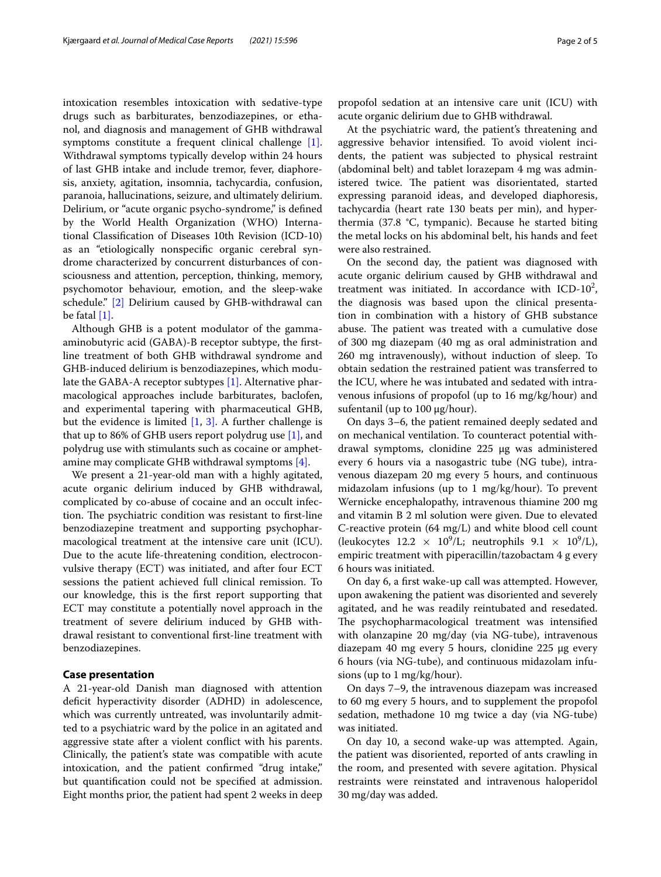intoxication resembles intoxication with sedative-type drugs such as barbiturates, benzodiazepines, or ethanol, and diagnosis and management of GHB withdrawal symptoms constitute a frequent clinical challenge [1]. Withdrawal symptoms typically develop within 24 hours of last GHB intake and include tremor, fever, diaphoresis, anxiety, agitation, insomnia, tachycardia, confusion, paranoia, hallucinations, seizure, and ultimately delirium. Delirium, or "acute organic psycho-syndrome," is defined by the World Health Organization (WHO) International Classification of Diseases 10th Revision (ICD-10) as an "etiologically nonspecific organic cerebral syndrome characterized by concurrent disturbances of consciousness and attention, perception, thinking, memory, psychomotor behaviour, emotion, and the sleep-wake schedule." [2] Delirium caused by GHB-withdrawal can be fatal [1].

Although GHB is a potent modulator of the gamma-aminobutyric acid (GABA)-B receptor subtype, the first-line treatment of both GHB withdrawal syndrome and GHB-induced delirium is benzodiazepines, which modulate the GABA-A receptor subtypes [1]. Alternative pharmacological approaches include barbiturates, baclofen, and experimental tapering with pharmaceutical GHB, but the evidence is limited [1, 3]. A further challenge is that up to 86% of GHB users report polydrug use [1], and polydrug use with stimulants such as cocaine or amphetamine may complicate GHB withdrawal symptoms [4].

We present a 21-year-old man with a highly agitated, acute organic delirium induced by GHB withdrawal, complicated by co-abuse of cocaine and an occult infection. The psychiatric condition was resistant to first-line benzodiazepine treatment and supporting psychopharmacological treatment at the intensive care unit (ICU). Due to the acute life-threatening condition, electroconvulsive therapy (ECT) was initiated, and after four ECT sessions the patient achieved full clinical remission. To our knowledge, this is the first report supporting that ECT may constitute a potentially novel approach in the treatment of severe delirium induced by GHB withdrawal resistant to conventional first-line treatment with benzodiazepines.

## Case presentation

A 21-year-old Danish man diagnosed with attention deficit hyperactivity disorder (ADHD) in adolescence, which was currently untreated, was involuntarily admitted to a psychiatric ward by the police in an agitated and aggressive state after a violent conflict with his parents. Clinically, the patient's state was compatible with acute intoxication, and the patient confirmed "drug intake," but quantification could not be specified at admission. Eight months prior, the patient had spent 2 weeks in deep propofol sedation at an intensive care unit (ICU) with acute organic delirium due to GHB withdrawal.

At the psychiatric ward, the patient's threatening and aggressive behavior intensified. To avoid violent incidents, the patient was subjected to physical restraint (abdominal belt) and tablet lorazepam 4 mg was administered twice. The patient was disorientated, started expressing paranoid ideas, and developed diaphoresis, tachycardia (heart rate 130 beats per min), and hyperthermia (37.8 °C, tympanic). Because he started biting the metal locks on his abdominal belt, his hands and feet were also restrained.

On the second day, the patient was diagnosed with acute organic delirium caused by GHB withdrawal and treatment was initiated. In accordance with ICD-10[2], the diagnosis was based upon the clinical presentation in combination with a history of GHB substance abuse. The patient was treated with a cumulative dose of 300 mg diazepam (40 mg as oral administration and 260 mg intravenously), without induction of sleep. To obtain sedation the restrained patient was transferred to the ICU, where he was intubated and sedated with intravenous infusions of propofol (up to 16 mg/kg/hour) and sufentanil (up to 100 μg/hour).

On days 3–6, the patient remained deeply sedated and on mechanical ventilation. To counteract potential withdrawal symptoms, clonidine 225 μg was administered every 6 hours via a nasogastric tube (NG tube), intravenous diazepam 20 mg every 5 hours, and continuous midazolam infusions (up to 1 mg/kg/hour). To prevent Wernicke encephalopathy, intravenous thiamine 200 mg and vitamin B 2 ml solution were given. Due to elevated C-reactive protein (64 mg/L) and white blood cell count (leukocytes $12.2 \times 10^9$/L; neutrophils $9.1 \times 10^9$/L), empiric treatment with piperacillin/tazobactam 4 g every 6 hours was initiated.

On day 6, a first wake-up call was attempted. However, upon awakening the patient was disoriented and severely agitated, and he was readily reintubated and resedated. The psychopharmacological treatment was intensified with olanzapine 20 mg/day (via NG-tube), intravenous diazepam 40 mg every 5 hours, clonidine 225 μg every 6 hours (via NG-tube), and continuous midazolam infusions (up to 1 mg/kg/hour).

On days 7–9, the intravenous diazepam was increased to 60 mg every 5 hours, and to supplement the propofol sedation, methadone 10 mg twice a day (via NG-tube) was initiated.

On day 10, a second wake-up was attempted. Again, the patient was disoriented, reported of ants crawling in the room, and presented with severe agitation. Physical restraints were reinstated and intravenous haloperidol 30 mg/day was added.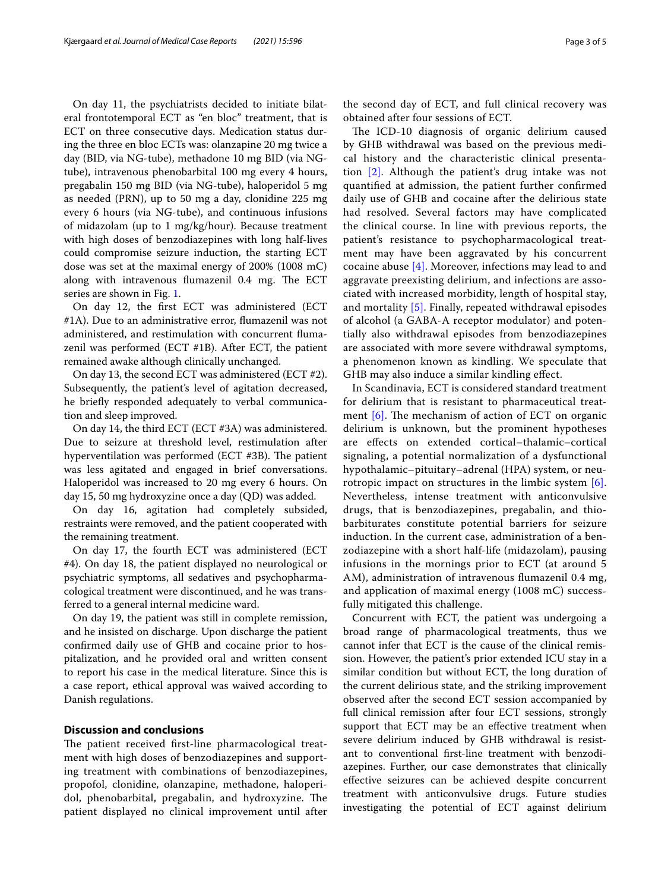On day 11, the psychiatrists decided to initiate bilateral frontotemporal ECT as "en bloc" treatment, that is ECT on three consecutive days. Medication status during the three en bloc ECTs was: olanzapine 20 mg twice a day (BID, via NG-tube), methadone 10 mg BID (via NG-tube), intravenous phenobarbital 100 mg every 4 hours, pregabalin 150 mg BID (via NG-tube), haloperidol 5 mg as needed (PRN), up to 50 mg a day, clonidine 225 mg every 6 hours (via NG-tube), and continuous infusions of midazolam (up to 1 mg/kg/hour). Because treatment with high doses of benzodiazepines with long half-lives could compromise seizure induction, the starting ECT dose was set at the maximal energy of 200% (1008 mC) along with intravenous flumazenil 0.4 mg. The ECT series are shown in Fig. 1.

On day 12, the first ECT was administered (ECT #1A). Due to an administrative error, flumazenil was not administered, and restimulation with concurrent flumazenil was performed (ECT #1B). After ECT, the patient remained awake although clinically unchanged.

On day 13, the second ECT was administered (ECT #2). Subsequently, the patient's level of agitation decreased, he briefly responded adequately to verbal communication and sleep improved.

On day 14, the third ECT (ECT #3A) was administered. Due to seizure at threshold level, restimulation after hyperventilation was performed (ECT #3B). The patient was less agitated and engaged in brief conversations. Haloperidol was increased to 20 mg every 6 hours. On day 15, 50 mg hydroxyzine once a day (QD) was added.

On day 16, agitation had completely subsided, restraints were removed, and the patient cooperated with the remaining treatment.

On day 17, the fourth ECT was administered (ECT #4). On day 18, the patient displayed no neurological or psychiatric symptoms, all sedatives and psychopharmacological treatment were discontinued, and he was transferred to a general internal medicine ward.

On day 19, the patient was still in complete remission, and he insisted on discharge. Upon discharge the patient confirmed daily use of GHB and cocaine prior to hospitalization, and he provided oral and written consent to report his case in the medical literature. Since this is a case report, ethical approval was waived according to Danish regulations.

## Discussion and conclusions

The patient received first-line pharmacological treatment with high doses of benzodiazepines and supporting treatment with combinations of benzodiazepines, propofol, clonidine, olanzapine, methadone, haloperidol, phenobarbital, pregabalin, and hydroxyzine. The patient displayed no clinical improvement until after the second day of ECT, and full clinical recovery was obtained after four sessions of ECT.

The ICD-10 diagnosis of organic delirium caused by GHB withdrawal was based on the previous medical history and the characteristic clinical presentation [2]. Although the patient's drug intake was not quantified at admission, the patient further confirmed daily use of GHB and cocaine after the delirious state had resolved. Several factors may have complicated the clinical course. In line with previous reports, the patient's resistance to psychopharmacological treatment may have been aggravated by his concurrent cocaine abuse [4]. Moreover, infections may lead to and aggravate preexisting delirium, and infections are associated with increased morbidity, length of hospital stay, and mortality [5]. Finally, repeated withdrawal episodes of alcohol (a GABA-A receptor modulator) and potentially also withdrawal episodes from benzodiazepines are associated with more severe withdrawal symptoms, a phenomenon known as kindling. We speculate that GHB may also induce a similar kindling effect.

In Scandinavia, ECT is considered standard treatment for delirium that is resistant to pharmaceutical treatment [6]. The mechanism of action of ECT on organic delirium is unknown, but the prominent hypotheses are effects on extended cortical–thalamic–cortical signaling, a potential normalization of a dysfunctional hypothalamic–pituitary–adrenal (HPA) system, or neurotropic impact on structures in the limbic system [6]. Nevertheless, intense treatment with anticonvulsive drugs, that is benzodiazepines, pregabalin, and thiobarbiturates constitute potential barriers for seizure induction. In the current case, administration of a benzodiazepine with a short half-life (midazolam), pausing infusions in the mornings prior to ECT (at around 5 AM), administration of intravenous flumazenil 0.4 mg, and application of maximal energy (1008 mC) successfully mitigated this challenge.

Concurrent with ECT, the patient was undergoing a broad range of pharmacological treatments, thus we cannot infer that ECT is the cause of the clinical remission. However, the patient's prior extended ICU stay in a similar condition but without ECT, the long duration of the current delirious state, and the striking improvement observed after the second ECT session accompanied by full clinical remission after four ECT sessions, strongly support that ECT may be an effective treatment when severe delirium induced by GHB withdrawal is resistant to conventional first-line treatment with benzodiazepines. Further, our case demonstrates that clinically effective seizures can be achieved despite concurrent treatment with anticonvulsive drugs. Future studies investigating the potential of ECT against delirium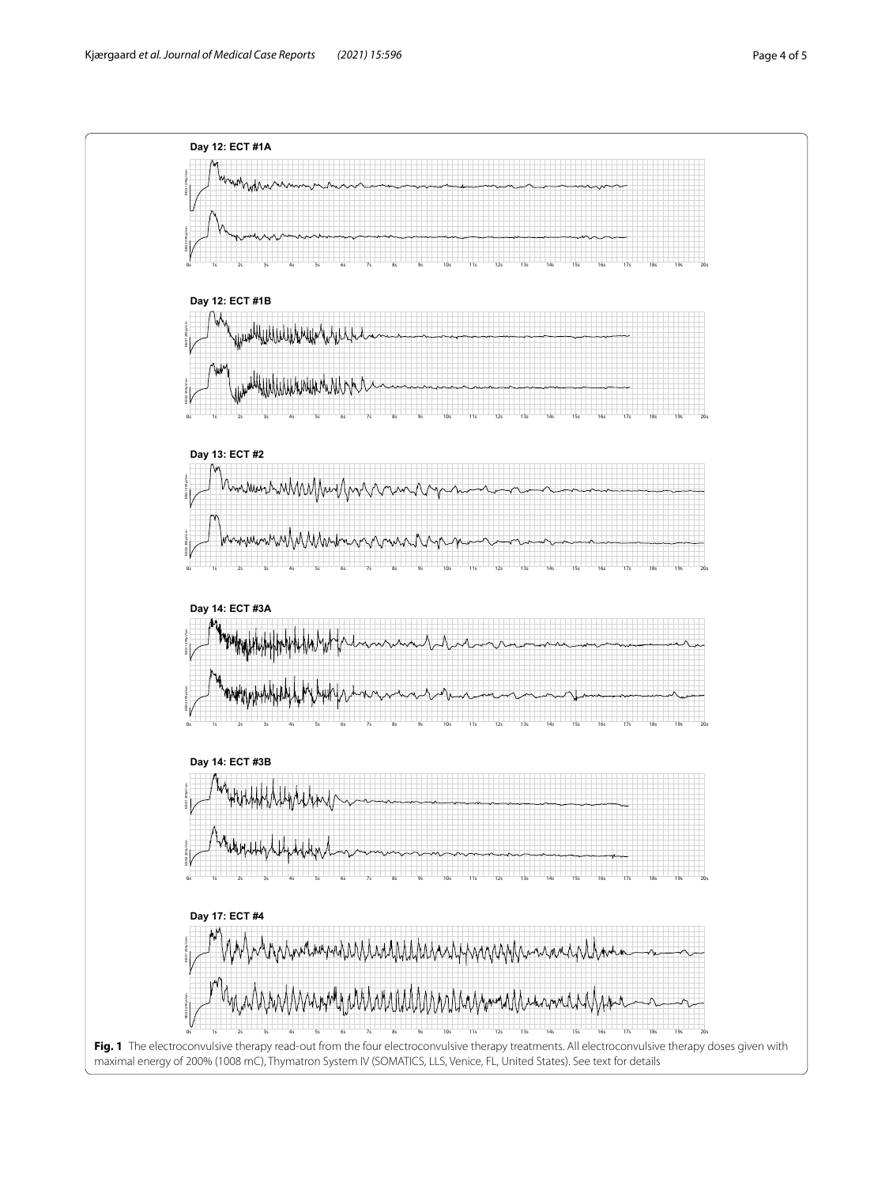**Fig. 1** The electroconvulsive therapy read-out from the four electroconvulsive therapy treatments. All electroconvulsive therapy doses given with maximal energy of 200% (1008 mC), Thymatron System IV (SOMATICS, LLS, Venice, FL, United States). See text for details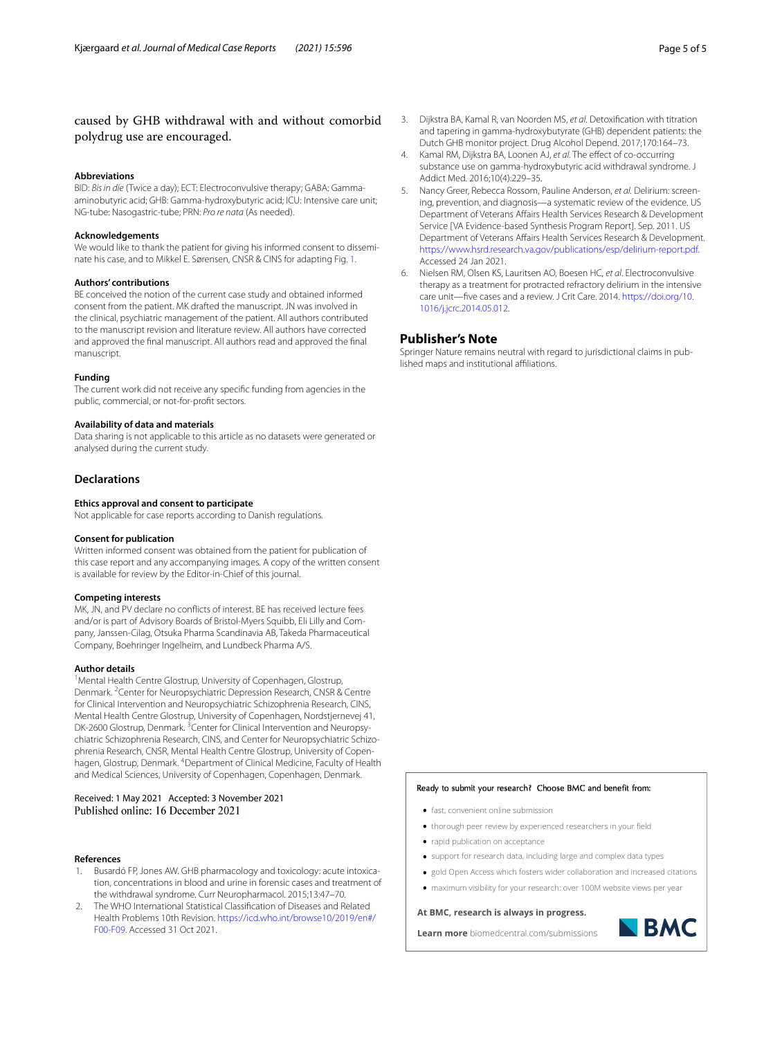caused by GHB withdrawal with and without comorbid polydrug use are encouraged.

### Abbreviations
BID: *Bis in die* (Twice a day); ECT: Electroconvulsive therapy; GABA: Gamma-aminobutyric acid; GHB: Gamma-hydroxybutyric acid; ICU: Intensive care unit; NG-tube: Nasogastric-tube; PRN: *Pro re nata* (As needed).

### Acknowledgements
We would like to thank the patient for giving his informed consent to disseminate his case, and to Mikkel E. Sørensen, CNSR & CINS for adapting Fig. 1.

### Authors' contributions
BE conceived the notion of the current case study and obtained informed consent from the patient. MK drafted the manuscript. JN was involved in the clinical, psychiatric management of the patient. All authors contributed to the manuscript revision and literature review. All authors have corrected and approved the final manuscript. All authors read and approved the final manuscript.

### Funding
The current work did not receive any specific funding from agencies in the public, commercial, or not-for-profit sectors.

### Availability of data and materials
Data sharing is not applicable to this article as no datasets were generated or analysed during the current study.

## Declarations

### Ethics approval and consent to participate
Not applicable for case reports according to Danish regulations.

### Consent for publication
Written informed consent was obtained from the patient for publication of this case report and any accompanying images. A copy of the written consent is available for review by the Editor-in-Chief of this journal.

### Competing interests
MK, JN, and PV declare no conflicts of interest. BE has received lecture fees and/or is part of Advisory Boards of Bristol-Myers Squibb, Eli Lilly and Company, Janssen-Cilag, Otsuka Pharma Scandinavia AB, Takeda Pharmaceutical Company, Boehringer Ingelheim, and Lundbeck Pharma A/S.

### Author details
[1]Mental Health Centre Glostrup, University of Copenhagen, Glostrup, Denmark. [2]Center for Neuropsychiatric Depression Research, CNSR & Centre for Clinical Intervention and Neuropsychiatric Schizophrenia Research, CINS, Mental Health Centre Glostrup, University of Copenhagen, Nordstjernevej 41, DK-2600 Glostrup, Denmark. [3]Center for Clinical Intervention and Neuropsychiatric Schizophrenia Research, CINS, and Center for Neuropsychiatric Schizophrenia Research, CNSR, Mental Health Centre Glostrup, University of Copenhagen, Glostrup, Denmark. [4]Department of Clinical Medicine, Faculty of Health and Medical Sciences, University of Copenhagen, Copenhagen, Denmark.

Received: 1 May 2021 Accepted: 3 November 2021
Published online: 16 December 2021

### References
1. Busardó FP, Jones AW. GHB pharmacology and toxicology: acute intoxication, concentrations in blood and urine in forensic cases and treatment of the withdrawal syndrome. Curr Neuropharmacol. 2015;13:47–70.
2. The WHO International Statistical Classification of Diseases and Related Health Problems 10th Revision. https://icd.who.int/browse10/2019/en#/F00-F09. Accessed 31 Oct 2021.
3. Dijkstra BA, Kamal R, van Noorden MS, *et al.* Detoxification with titration and tapering in gamma-hydroxybutyrate (GHB) dependent patients: the Dutch GHB monitor project. Drug Alcohol Depend. 2017;170:164–73.
4. Kamal RM, Dijkstra BA, Loonen AJ, *et al.* The effect of co-occurring substance use on gamma-hydroxybutyric acid withdrawal syndrome. J Addict Med. 2016;10(4):229–35.
5. Nancy Greer, Rebecca Rossom, Pauline Anderson, *et al.* Delirium: screening, prevention, and diagnosis—a systematic review of the evidence. US Department of Veterans Affairs Health Services Research & Development Service [VA Evidence-based Synthesis Program Report]. Sep. 2011. US Department of Veterans Affairs Health Services Research & Development. https://www.hsrd.research.va.gov/publications/esp/delirium-report.pdf. Accessed 24 Jan 2021.
6. Nielsen RM, Olsen KS, Lauritsen AO, Boesen HC, *et al.* Electroconvulsive therapy as a treatment for protracted refractory delirium in the intensive care unit—five cases and a review. J Crit Care. 2014. https://doi.org/10.1016/j.jcrc.2014.05.012.

## Publisher's Note
Springer Nature remains neutral with regard to jurisdictional claims in published maps and institutional affiliations.

Ready to submit your research? Choose BMC and benefit from:

- fast, convenient online submission
- thorough peer review by experienced researchers in your field
- rapid publication on acceptance
- support for research data, including large and complex data types
- gold Open Access which fosters wider collaboration and increased citations
- maximum visibility for your research: over 100M website views per year

**At BMC, research is always in progress.**

**Learn more** biomedcentral.com/submissions